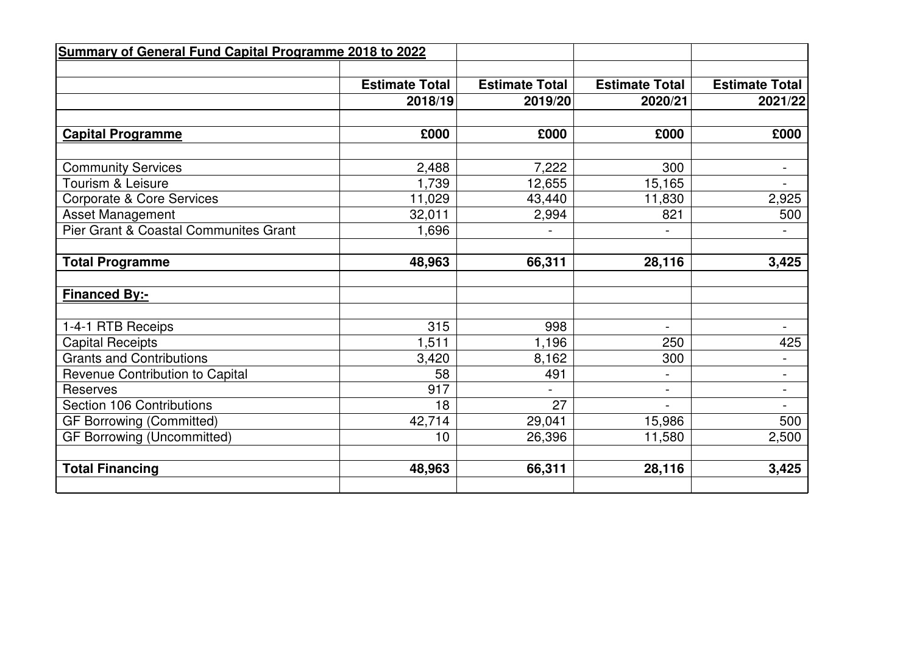| **Summary of General Fund Capital Programme 2018 to 2022** | | | | |
|---|---|---|---|---|
| | **Estimate Total** | **Estimate Total** | **Estimate Total** | **Estimate Total** |
| | **2018/19** | **2019/20** | **2020/21** | **2021/22** |
| **Capital Programme** | **£000** | **£000** | **£000** | **£000** |
| Community Services | 2,488 | 7,222 | 300 | - |
| Tourism & Leisure | 1,739 | 12,655 | 15,165 | - |
| Corporate & Core Services | 11,029 | 43,440 | 11,830 | 2,925 |
| Asset Management | 32,011 | 2,994 | 821 | 500 |
| Pier Grant & Coastal Communites Grant | 1,696 | - | - | - |
| **Total Programme** | **48,963** | **66,311** | **28,116** | **3,425** |
| **Financed By:-** | | | | |
| 1-4-1 RTB Receips | 315 | 998 | - | - |
| Capital Receipts | 1,511 | 1,196 | 250 | 425 |
| Grants and Contributions | 3,420 | 8,162 | 300 | - |
| Revenue Contribution to Capital | 58 | 491 | - | - |
| Reserves | 917 | - | - | - |
| Section 106 Contributions | 18 | 27 | - | - |
| GF Borrowing (Committed) | 42,714 | 29,041 | 15,986 | 500 |
| GF Borrowing (Uncommitted) | 10 | 26,396 | 11,580 | 2,500 |
| **Total Financing** | **48,963** | **66,311** | **28,116** | **3,425** |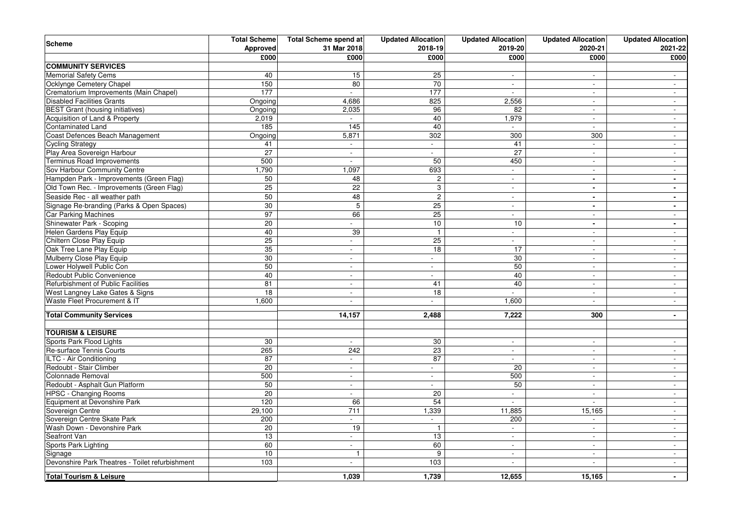| Scheme | Total Scheme Approved | Total Scheme spend at 31 Mar 2018 | Updated Allocation 2018-19 | Updated Allocation 2019-20 | Updated Allocation 2020-21 | Updated Allocation 2021-22 |
|---|---|---|---|---|---|---|
| | £000 | £000 | £000 | £000 | £000 | £000 |
| **COMMUNITY SERVICES** | | | | | | |
| Memorial Safety Cems | 40 | 15 | 25 | - | - | - |
| Ocklynge Cemetery Chapel | 150 | 80 | 70 | - | - | - |
| Crematorium Improvements (Main Chapel) | 177 | - | 177 | - | - | - |
| Disabled Facilities Grants | Ongoing | 4,686 | 825 | 2,556 | - | - |
| BEST Grant (housing initiatives) | Ongoing | 2,035 | 96 | 82 | - | - |
| Acquisition of Land & Property | 2,019 | - | 40 | 1,979 | - | - |
| Contaminated Land | 185 | 145 | 40 | - | - | - |
| Coast Defences Beach Management | Ongoing | 5,871 | 302 | 300 | 300 | - |
| Cycling Strategy | 41 | - | - | 41 | - | - |
| Play Area Sovereign Harbour | 27 | - | - | 27 | - | - |
| Terminus Road Improvements | 500 | - | 50 | 450 | - | - |
| Sov Harbour Community Centre | 1,790 | 1,097 | 693 | - | - | - |
| Hampden Park - Improvements (Green Flag) | 50 | 48 | 2 | - | - | - |
| Old Town Rec. - Improvements (Green Flag) | 25 | 22 | 3 | - | - | - |
| Seaside Rec - all weather path | 50 | 48 | 2 | - | - | - |
| Signage Re-branding (Parks & Open Spaces) | 30 | 5 | 25 | - | - | - |
| Car Parking Machines | 97 | 66 | 25 | - | - | - |
| Shinewater Park - Scoping | 20 | - | 10 | 10 | - | - |
| Helen Gardens Play Equip | 40 | 39 | 1 | - | - | - |
| Chiltern Close Play Equip | 25 | - | 25 | - | - | - |
| Oak Tree Lane Play Equip | 35 | - | 18 | 17 | - | - |
| Mulberry Close Play Equip | 30 | - | - | 30 | - | - |
| Lower Holywell Public Con | 50 | - | - | 50 | - | - |
| Redoubt Public Convenience | 40 | - | - | 40 | - | - |
| Refurbishment of Public Facilities | 81 | - | 41 | 40 | - | - |
| West Langney Lake Gates & Signs | 18 | - | 18 | - | - | - |
| Waste Fleet Procurement & IT | 1,600 | - | - | 1,600 | - | - |
| **Total Community Services** | | **14,157** | **2,488** | **7,222** | **300** | **-** |
| **TOURISM & LEISURE** | | | | | | |
| Sports Park Flood Lights | 30 | - | 30 | - | - | - |
| Re-surface Tennis Courts | 265 | 242 | 23 | - | - | - |
| ILTC - Air Conditioning | 87 | - | 87 | - | - | - |
| Redoubt - Stair Climber | 20 | - | - | 20 | - | - |
| Colonnade Removal | 500 | - | - | 500 | - | - |
| Redoubt - Asphalt Gun Platform | 50 | - | - | 50 | - | - |
| HPSC - Changing Rooms | 20 | - | 20 | - | - | - |
| Equipment at Devonshire Park | 120 | 66 | 54 | - | - | - |
| Sovereign Centre | 29,100 | 711 | 1,339 | 11,885 | 15,165 | - |
| Sovereign Centre Skate Park | 200 | - | - | 200 | - | - |
| Wash Down - Devonshire Park | 20 | 19 | 1 | - | - | - |
| Seafront Van | 13 | - | 13 | - | - | - |
| Sports Park Lighting | 60 | - | 60 | - | - | - |
| Signage | 10 | 1 | 9 | - | - | - |
| Devonshire Park Theatres - Toilet refurbishment | 103 | - | 103 | - | - | - |
| **Total Tourism & Leisure** | | **1,039** | **1,739** | **12,655** | **15,165** | **-** |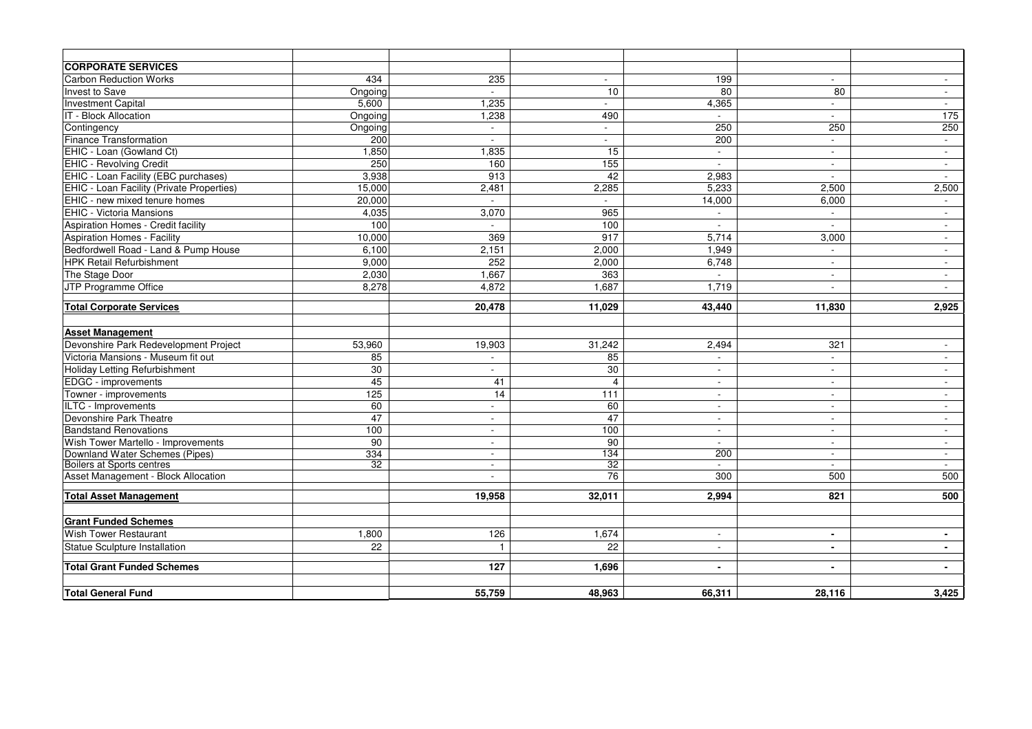| | | | | | | |
|---|---|---|---|---|---|---|
| **CORPORATE SERVICES** | | | | | | |
| Carbon Reduction Works | 434 | 235 | - | 199 | - | - |
| Invest to Save | Ongoing | - | 10 | 80 | 80 | - |
| Investment Capital | 5,600 | 1,235 | - | 4,365 | - | - |
| IT - Block Allocation | Ongoing | 1,238 | 490 | - | - | 175 |
| Contingency | Ongoing | - | - | 250 | 250 | 250 |
| Finance Transformation | 200 | - | - | 200 | - | - |
| EHIC - Loan (Gowland Ct) | 1,850 | 1,835 | 15 | - | - | - |
| EHIC - Revolving Credit | 250 | 160 | 155 | - | - | - |
| EHIC - Loan Facility (EBC purchases) | 3,938 | 913 | 42 | 2,983 | - | - |
| EHIC - Loan Facility (Private Properties) | 15,000 | 2,481 | 2,285 | 5,233 | 2,500 | 2,500 |
| EHIC - new mixed tenure homes | 20,000 | - | - | 14,000 | 6,000 | - |
| EHIC - Victoria Mansions | 4,035 | 3,070 | 965 | - | - | - |
| Aspiration Homes - Credit facility | 100 | - | 100 | - | - | - |
| Aspiration Homes - Facility | 10,000 | 369 | 917 | 5,714 | 3,000 | - |
| Bedfordwell Road - Land & Pump House | 6,100 | 2,151 | 2,000 | 1,949 | - | - |
| HPK Retail Refurbishment | 9,000 | 252 | 2,000 | 6,748 | - | - |
| The Stage Door | 2,030 | 1,667 | 363 | - | - | - |
| JTP Programme Office | 8,278 | 4,872 | 1,687 | 1,719 | - | - |
| **Total Corporate Services** | | **20,478** | **11,029** | **43,440** | **11,830** | **2,925** |
| | | | | | | |
| **Asset Management** | | | | | | |
| Devonshire Park Redevelopment Project | 53,960 | 19,903 | 31,242 | 2,494 | 321 | - |
| Victoria Mansions - Museum fit out | 85 | - | 85 | - | - | - |
| Holiday Letting Refurbishment | 30 | - | 30 | - | - | - |
| EDGC - improvements | 45 | 41 | 4 | - | - | - |
| Towner - improvements | 125 | 14 | 111 | - | - | - |
| ILTC - Improvements | 60 | - | 60 | - | - | - |
| Devonshire Park Theatre | 47 | - | 47 | - | - | - |
| Bandstand Renovations | 100 | - | 100 | - | - | - |
| Wish Tower Martello - Improvements | 90 | - | 90 | - | - | - |
| Downland Water Schemes (Pipes) | 334 | - | 134 | 200 | - | - |
| Boilers at Sports centres | 32 | - | 32 | - | - | - |
| Asset Management - Block Allocation | | - | 76 | 300 | 500 | 500 |
| **Total Asset Management** | | **19,958** | **32,011** | **2,994** | **821** | **500** |
| | | | | | | |
| **Grant Funded Schemes** | | | | | | |
| Wish Tower Restaurant | 1,800 | 126 | 1,674 | - | - | - |
| Statue Sculpture Installation | 22 | 1 | 22 | - | - | - |
| **Total Grant Funded Schemes** | | **127** | **1,696** | **-** | **-** | **-** |
| | | | | | | |
| **Total General Fund** | | **55,759** | **48,963** | **66,311** | **28,116** | **3,425** |